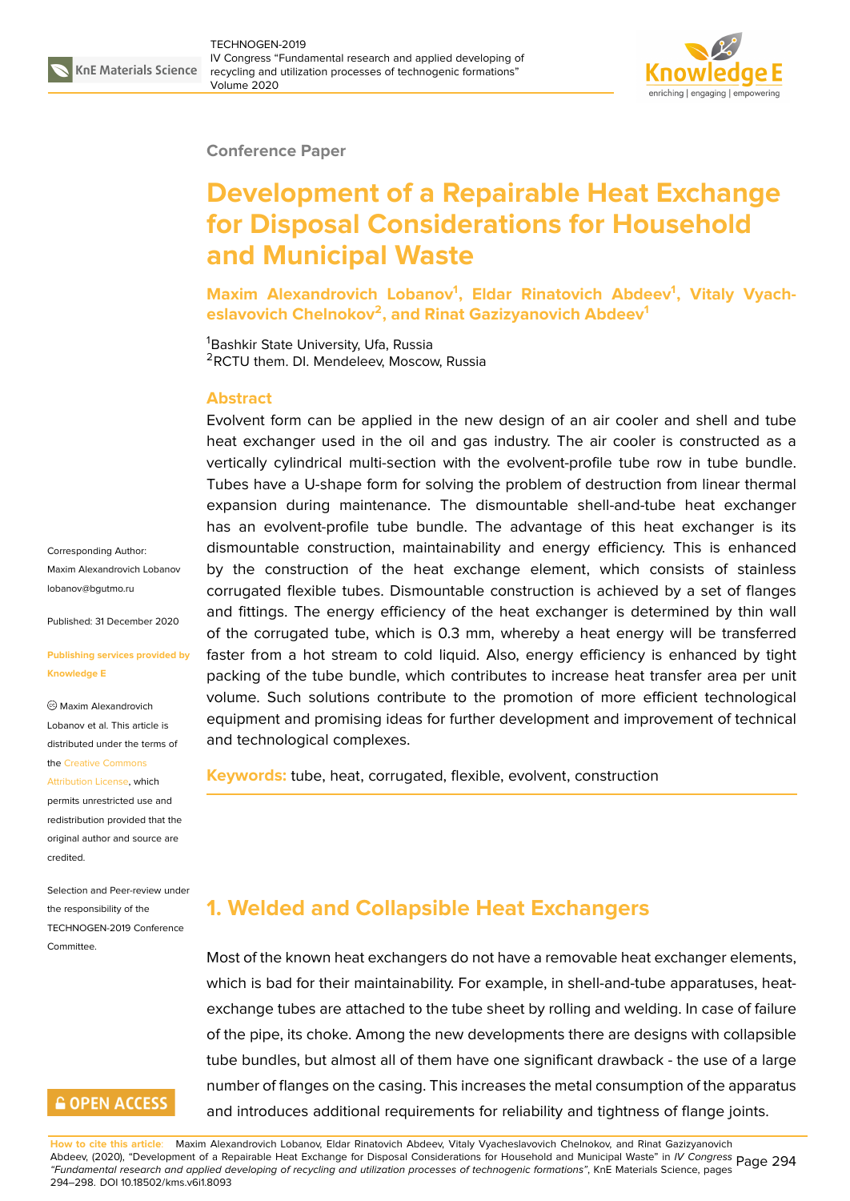Conference Paper

# Development of a Repairable Heat Exchange for Disposal Considerations for Household and Municipal Waste

**Maxim Alexandrovich Lobanov[1], Eldar Rinatovich Abdeev[1], Vitaly Vyacheslavovich Chelnokov[2], and Rinat Gazizyanovich Abdeev[1]**

[1]Bashkir State University, Ufa, Russia
[2]RCTU them. Dl. Mendeleev, Moscow, Russia

Corresponding Author: Maxim Alexandrovich Lobanov lobanov@bgutmo.ru

Published: 31 December 2020

Publishing services provided by Knowledge E

© Maxim Alexandrovich Lobanov et al. This article is distributed under the terms of the Creative Commons Attribution License, which permits unrestricted use and redistribution provided that the original author and source are credited.

Selection and Peer-review under the responsibility of the TECHNOGEN-2019 Conference Committee.

## Abstract

Evolvent form can be applied in the new design of an air cooler and shell and tube heat exchanger used in the oil and gas industry. The air cooler is constructed as a vertically cylindrical multi-section with the evolvent-profile tube row in tube bundle. Tubes have a U-shape form for solving the problem of destruction from linear thermal expansion during maintenance. The dismountable shell-and-tube heat exchanger has an evolvent-profile tube bundle. The advantage of this heat exchanger is its dismountable construction, maintainability and energy efficiency. This is enhanced by the construction of the heat exchange element, which consists of stainless corrugated flexible tubes. Dismountable construction is achieved by a set of flanges and fittings. The energy efficiency of the heat exchanger is determined by thin wall of the corrugated tube, which is 0.3 mm, whereby a heat energy will be transferred faster from a hot stream to cold liquid. Also, energy efficiency is enhanced by tight packing of the tube bundle, which contributes to increase heat transfer area per unit volume. Such solutions contribute to the promotion of more efficient technological equipment and promising ideas for further development and improvement of technical and technological complexes.

**Keywords:** tube, heat, corrugated, flexible, evolvent, construction

## 1. Welded and Collapsible Heat Exchangers

Most of the known heat exchangers do not have a removable heat exchanger elements, which is bad for their maintainability. For example, in shell-and-tube apparatuses, heat-exchange tubes are attached to the tube sheet by rolling and welding. In case of failure of the pipe, its choke. Among the new developments there are designs with collapsible tube bundles, but almost all of them have one significant drawback - the use of a large number of flanges on the casing. This increases the metal consumption of the apparatus and introduces additional requirements for reliability and tightness of flange joints.

**How to cite this article**: Maxim Alexandrovich Lobanov, Eldar Rinatovich Abdeev, Vitaly Vyacheslavovich Chelnokov, and Rinat Gazizyanovich Abdeev, (2020), "Development of a Repairable Heat Exchange for Disposal Considerations for Household and Municipal Waste" in *IV Congress "Fundamental research and applied developing of recycling and utilization processes of technogenic formations"*, KnE Materials Science, pages 294–298. DOI 10.18502/kms.v6i1.8093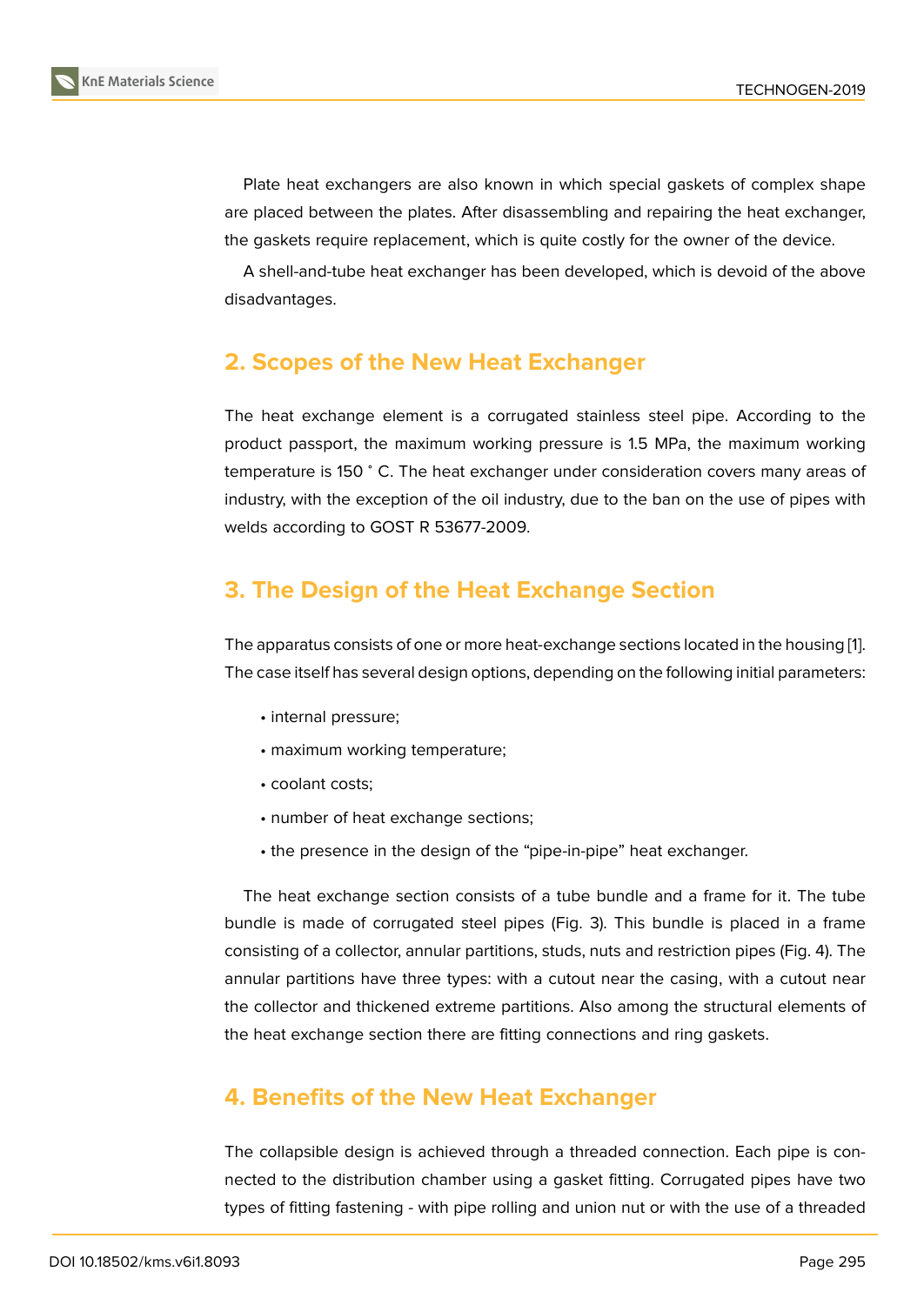Plate heat exchangers are also known in which special gaskets of complex shape are placed between the plates. After disassembling and repairing the heat exchanger, the gaskets require replacement, which is quite costly for the owner of the device.

A shell-and-tube heat exchanger has been developed, which is devoid of the above disadvantages.

## 2. Scopes of the New Heat Exchanger

The heat exchange element is a corrugated stainless steel pipe. According to the product passport, the maximum working pressure is 1.5 MPa, the maximum working temperature is 150 ˚ C. The heat exchanger under consideration covers many areas of industry, with the exception of the oil industry, due to the ban on the use of pipes with welds according to GOST R 53677-2009.

## 3. The Design of the Heat Exchange Section

The apparatus consists of one or more heat-exchange sections located in the housing [1]. The case itself has several design options, depending on the following initial parameters:

- internal pressure;
- maximum working temperature;
- coolant costs;
- number of heat exchange sections;
- the presence in the design of the "pipe-in-pipe" heat exchanger.

The heat exchange section consists of a tube bundle and a frame for it. The tube bundle is made of corrugated steel pipes (Fig. 3). This bundle is placed in a frame consisting of a collector, annular partitions, studs, nuts and restriction pipes (Fig. 4). The annular partitions have three types: with a cutout near the casing, with a cutout near the collector and thickened extreme partitions. Also among the structural elements of the heat exchange section there are fitting connections and ring gaskets.

## 4. Benefits of the New Heat Exchanger

The collapsible design is achieved through a threaded connection. Each pipe is connected to the distribution chamber using a gasket fitting. Corrugated pipes have two types of fitting fastening - with pipe rolling and union nut or with the use of a threaded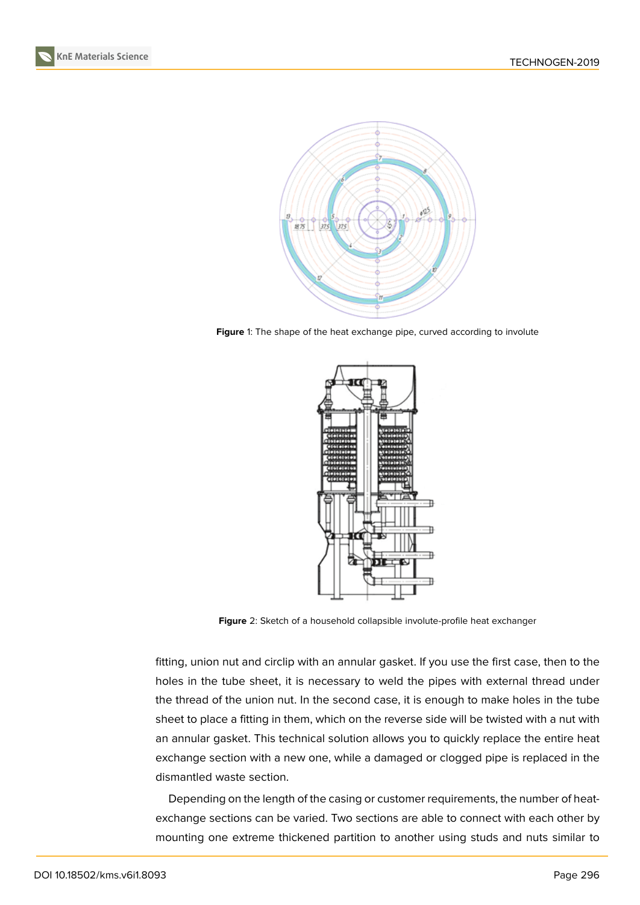Figure 1: The shape of the heat exchange pipe, curved according to involute

Figure 2: Sketch of a household collapsible involute-profile heat exchanger

fitting, union nut and circlip with an annular gasket. If you use the first case, then to the holes in the tube sheet, it is necessary to weld the pipes with external thread under the thread of the union nut. In the second case, it is enough to make holes in the tube sheet to place a fitting in them, which on the reverse side will be twisted with a nut with an annular gasket. This technical solution allows you to quickly replace the entire heat exchange section with a new one, while a damaged or clogged pipe is replaced in the dismantled waste section.

Depending on the length of the casing or customer requirements, the number of heat-exchange sections can be varied. Two sections are able to connect with each other by mounting one extreme thickened partition to another using studs and nuts similar to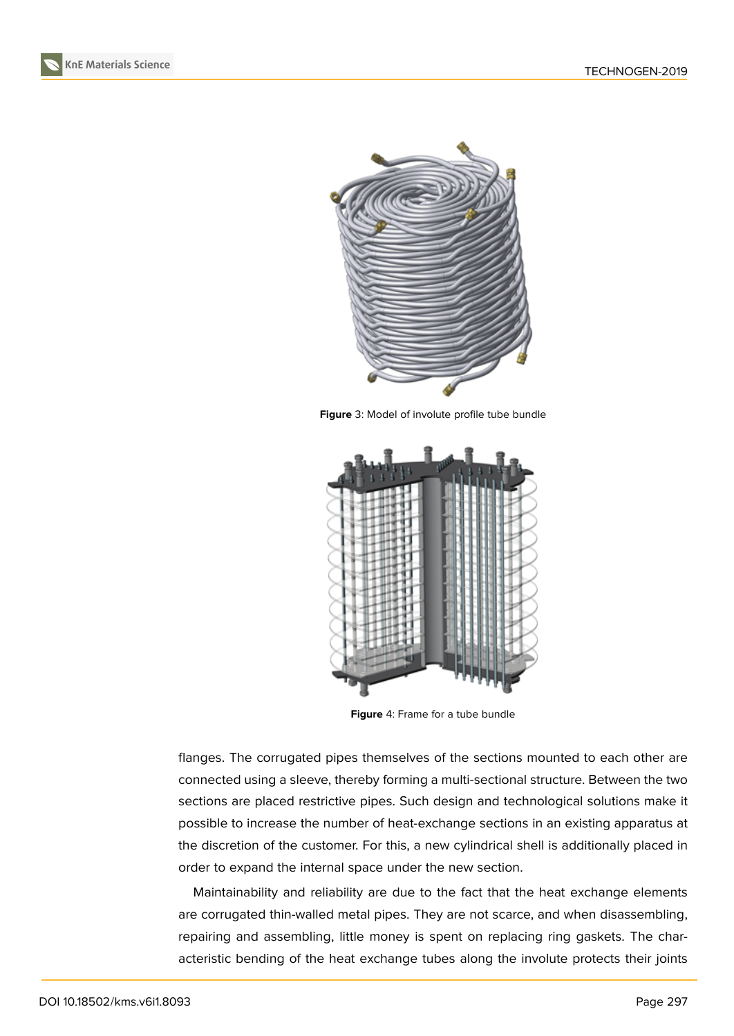Figure 3: Model of involute profile tube bundle

Figure 4: Frame for a tube bundle

flanges. The corrugated pipes themselves of the sections mounted to each other are connected using a sleeve, thereby forming a multi-sectional structure. Between the two sections are placed restrictive pipes. Such design and technological solutions make it possible to increase the number of heat-exchange sections in an existing apparatus at the discretion of the customer. For this, a new cylindrical shell is additionally placed in order to expand the internal space under the new section.

Maintainability and reliability are due to the fact that the heat exchange elements are corrugated thin-walled metal pipes. They are not scarce, and when disassembling, repairing and assembling, little money is spent on replacing ring gaskets. The characteristic bending of the heat exchange tubes along the involute protects their joints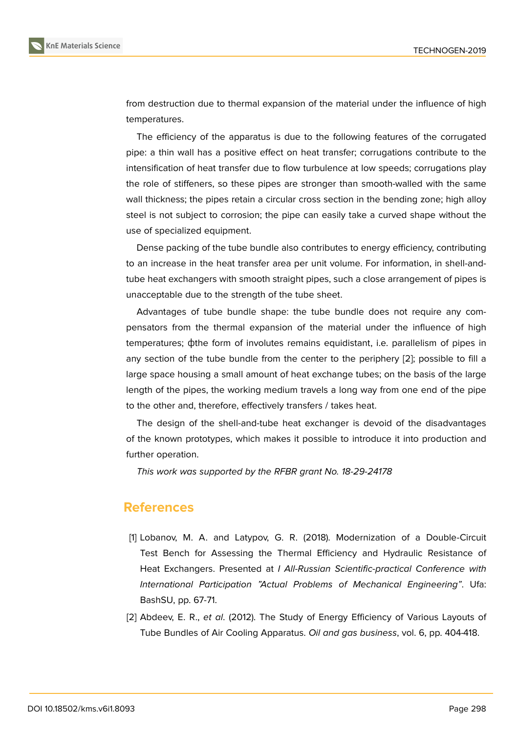from destruction due to thermal expansion of the material under the influence of high temperatures.

The efficiency of the apparatus is due to the following features of the corrugated pipe: a thin wall has a positive effect on heat transfer; corrugations contribute to the intensification of heat transfer due to flow turbulence at low speeds; corrugations play the role of stiffeners, so these pipes are stronger than smooth-walled with the same wall thickness; the pipes retain a circular cross section in the bending zone; high alloy steel is not subject to corrosion; the pipe can easily take a curved shape without the use of specialized equipment.

Dense packing of the tube bundle also contributes to energy efficiency, contributing to an increase in the heat transfer area per unit volume. For information, in shell-and-tube heat exchangers with smooth straight pipes, such a close arrangement of pipes is unacceptable due to the strength of the tube sheet.

Advantages of tube bundle shape: the tube bundle does not require any compensators from the thermal expansion of the material under the influence of high temperatures; ϕthe form of involutes remains equidistant, i.e. parallelism of pipes in any section of the tube bundle from the center to the periphery [2]; possible to fill a large space housing a small amount of heat exchange tubes; on the basis of the large length of the pipes, the working medium travels a long way from one end of the pipe to the other and, therefore, effectively transfers / takes heat.

The design of the shell-and-tube heat exchanger is devoid of the disadvantages of the known prototypes, which makes it possible to introduce it into production and further operation.

*This work was supported by the RFBR grant No. 18-29-24178*

## References

[1] Lobanov, M. A. and Latypov, G. R. (2018). Modernization of a Double-Circuit Test Bench for Assessing the Thermal Efficiency and Hydraulic Resistance of Heat Exchangers. Presented at *I All-Russian Scientific-practical Conference with International Participation "Actual Problems of Mechanical Engineering"*. Ufa: BashSU, pp. 67-71.

[2] Abdeev, E. R., *et al*. (2012). The Study of Energy Efficiency of Various Layouts of Tube Bundles of Air Cooling Apparatus. *Oil and gas business*, vol. 6, pp. 404-418.